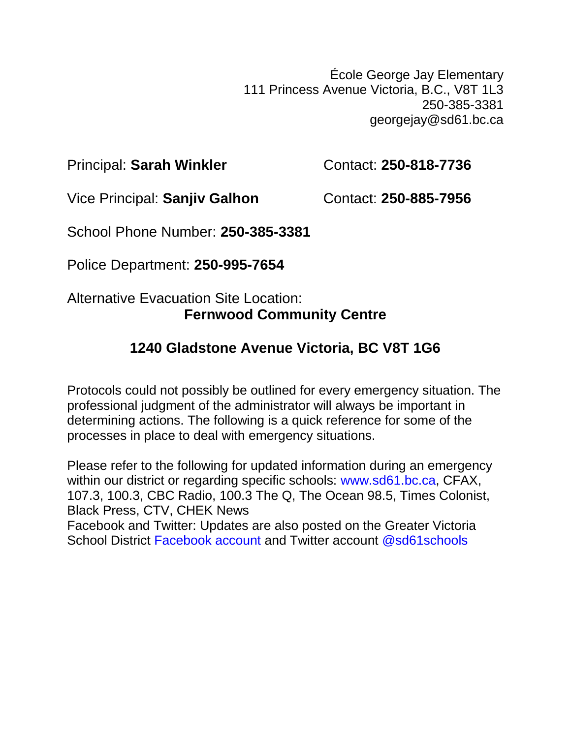École George Jay Elementary
111 Princess Avenue Victoria, B.C., V8T 1L3
250-385-3381
georgejay@sd61.bc.ca

Principal: **Sarah Winkler** Contact: **250-818-7736**

Vice Principal: **Sanjiv Galhon** Contact: **250-885-7956**

School Phone Number: **250-385-3381**

Police Department: **250-995-7654**

Alternative Evacuation Site Location:
**Fernwood Community Centre**

**1240 Gladstone Avenue Victoria, BC V8T 1G6**

Protocols could not possibly be outlined for every emergency situation. The professional judgment of the administrator will always be important in determining actions. The following is a quick reference for some of the processes in place to deal with emergency situations.

Please refer to the following for updated information during an emergency within our district or regarding specific schools: www.sd61.bc.ca, CFAX, 107.3, 100.3, CBC Radio, 100.3 The Q, The Ocean 98.5, Times Colonist, Black Press, CTV, CHEK News
Facebook and Twitter: Updates are also posted on the Greater Victoria School District Facebook account and Twitter account @sd61schools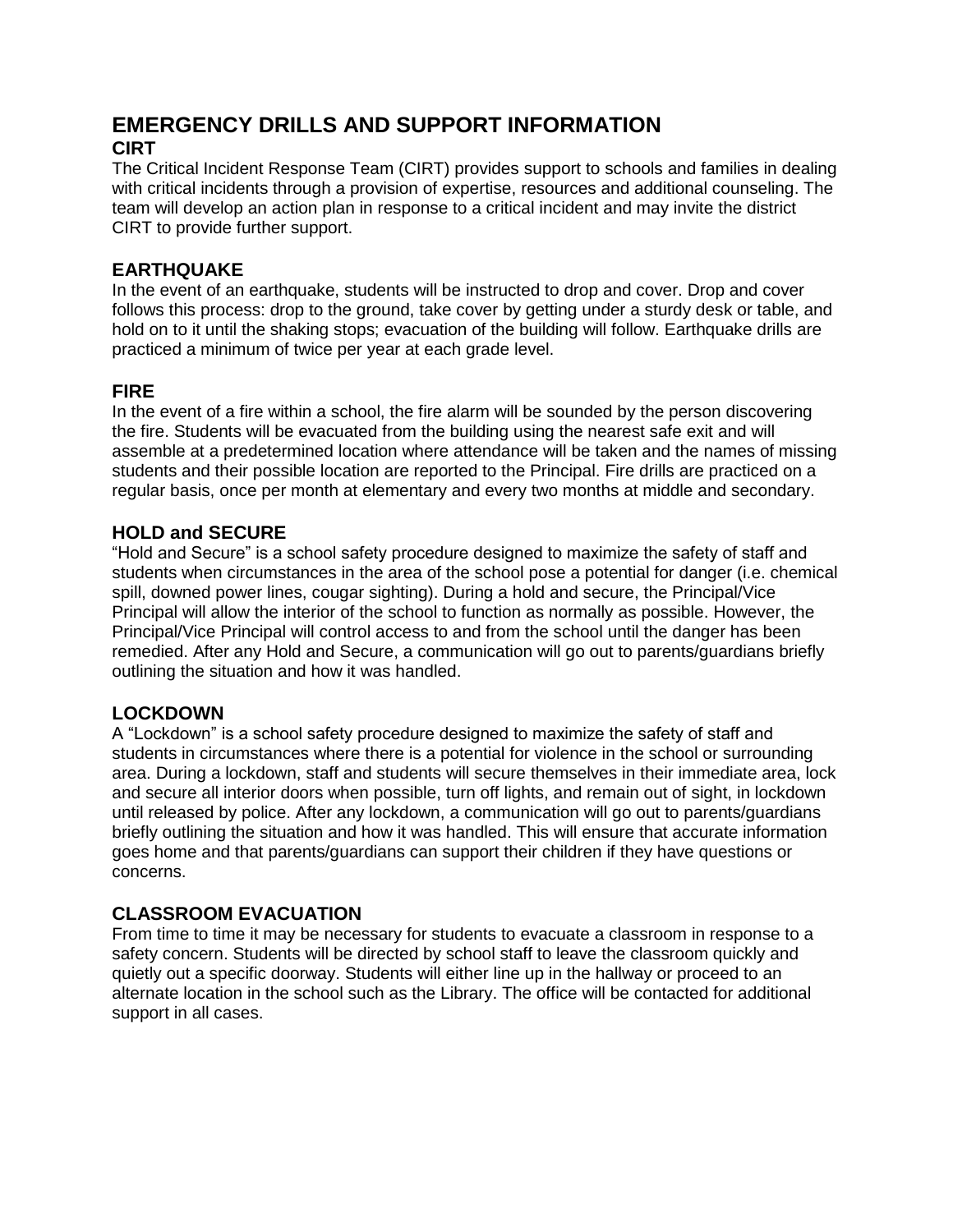# EMERGENCY DRILLS AND SUPPORT INFORMATION

## CIRT

The Critical Incident Response Team (CIRT) provides support to schools and families in dealing with critical incidents through a provision of expertise, resources and additional counseling. The team will develop an action plan in response to a critical incident and may invite the district CIRT to provide further support.

## EARTHQUAKE

In the event of an earthquake, students will be instructed to drop and cover. Drop and cover follows this process: drop to the ground, take cover by getting under a sturdy desk or table, and hold on to it until the shaking stops; evacuation of the building will follow. Earthquake drills are practiced a minimum of twice per year at each grade level.

## FIRE

In the event of a fire within a school, the fire alarm will be sounded by the person discovering the fire. Students will be evacuated from the building using the nearest safe exit and will assemble at a predetermined location where attendance will be taken and the names of missing students and their possible location are reported to the Principal. Fire drills are practiced on a regular basis, once per month at elementary and every two months at middle and secondary.

## HOLD and SECURE

"Hold and Secure" is a school safety procedure designed to maximize the safety of staff and students when circumstances in the area of the school pose a potential for danger (i.e. chemical spill, downed power lines, cougar sighting). During a hold and secure, the Principal/Vice Principal will allow the interior of the school to function as normally as possible. However, the Principal/Vice Principal will control access to and from the school until the danger has been remedied. After any Hold and Secure, a communication will go out to parents/guardians briefly outlining the situation and how it was handled.

## LOCKDOWN

A "Lockdown" is a school safety procedure designed to maximize the safety of staff and students in circumstances where there is a potential for violence in the school or surrounding area. During a lockdown, staff and students will secure themselves in their immediate area, lock and secure all interior doors when possible, turn off lights, and remain out of sight, in lockdown until released by police. After any lockdown, a communication will go out to parents/guardians briefly outlining the situation and how it was handled. This will ensure that accurate information goes home and that parents/guardians can support their children if they have questions or concerns.

## CLASSROOM EVACUATION

From time to time it may be necessary for students to evacuate a classroom in response to a safety concern. Students will be directed by school staff to leave the classroom quickly and quietly out a specific doorway. Students will either line up in the hallway or proceed to an alternate location in the school such as the Library. The office will be contacted for additional support in all cases.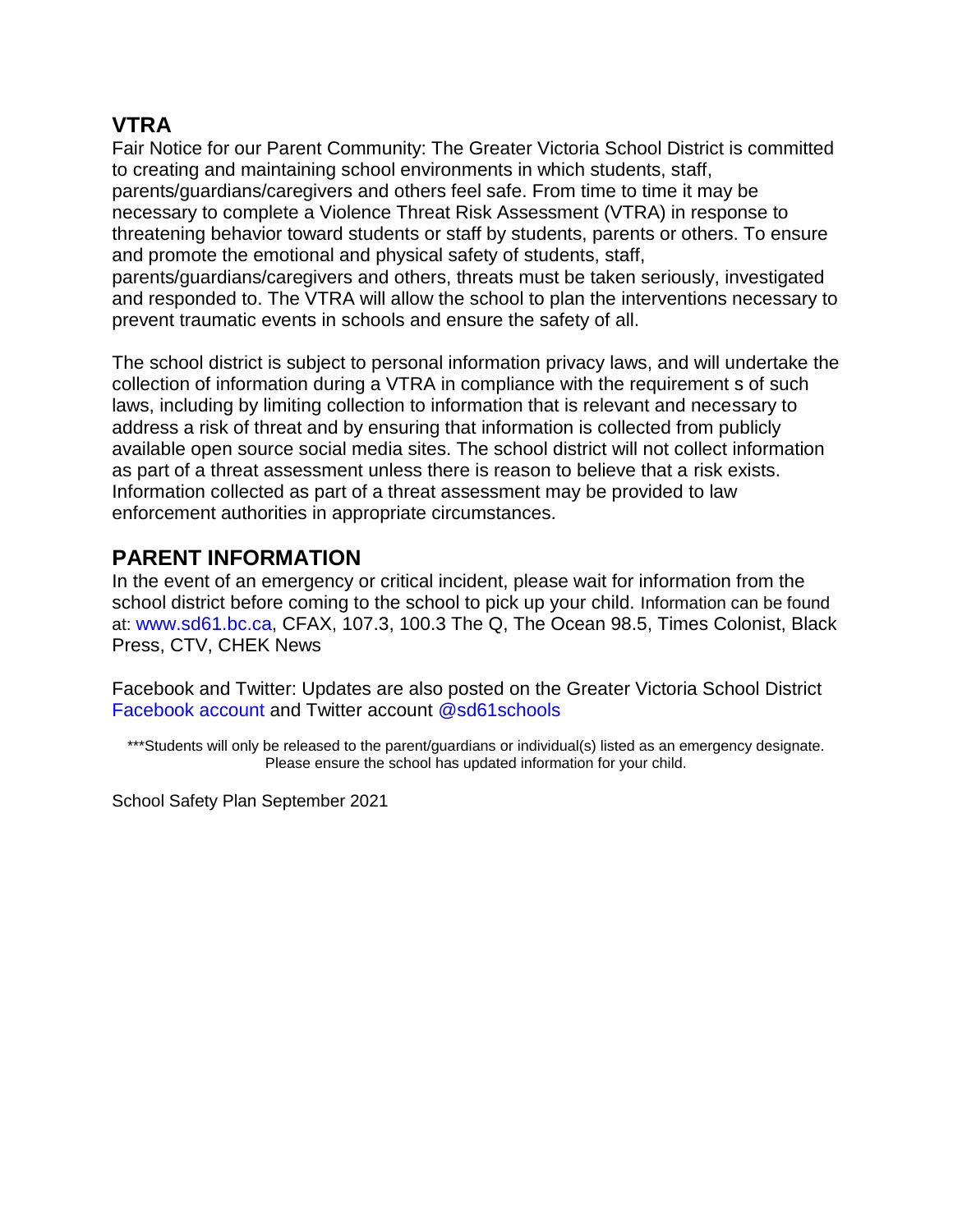## VTRA

Fair Notice for our Parent Community: The Greater Victoria School District is committed to creating and maintaining school environments in which students, staff, parents/guardians/caregivers and others feel safe. From time to time it may be necessary to complete a Violence Threat Risk Assessment (VTRA) in response to threatening behavior toward students or staff by students, parents or others. To ensure and promote the emotional and physical safety of students, staff, parents/guardians/caregivers and others, threats must be taken seriously, investigated and responded to. The VTRA will allow the school to plan the interventions necessary to prevent traumatic events in schools and ensure the safety of all.

The school district is subject to personal information privacy laws, and will undertake the collection of information during a VTRA in compliance with the requirement s of such laws, including by limiting collection to information that is relevant and necessary to address a risk of threat and by ensuring that information is collected from publicly available open source social media sites. The school district will not collect information as part of a threat assessment unless there is reason to believe that a risk exists. Information collected as part of a threat assessment may be provided to law enforcement authorities in appropriate circumstances.

## PARENT INFORMATION

In the event of an emergency or critical incident, please wait for information from the school district before coming to the school to pick up your child. Information can be found at: www.sd61.bc.ca, CFAX, 107.3, 100.3 The Q, The Ocean 98.5, Times Colonist, Black Press, CTV, CHEK News

Facebook and Twitter: Updates are also posted on the Greater Victoria School District Facebook account and Twitter account @sd61schools

***Students will only be released to the parent/guardians or individual(s) listed as an emergency designate. Please ensure the school has updated information for your child.

School Safety Plan September 2021